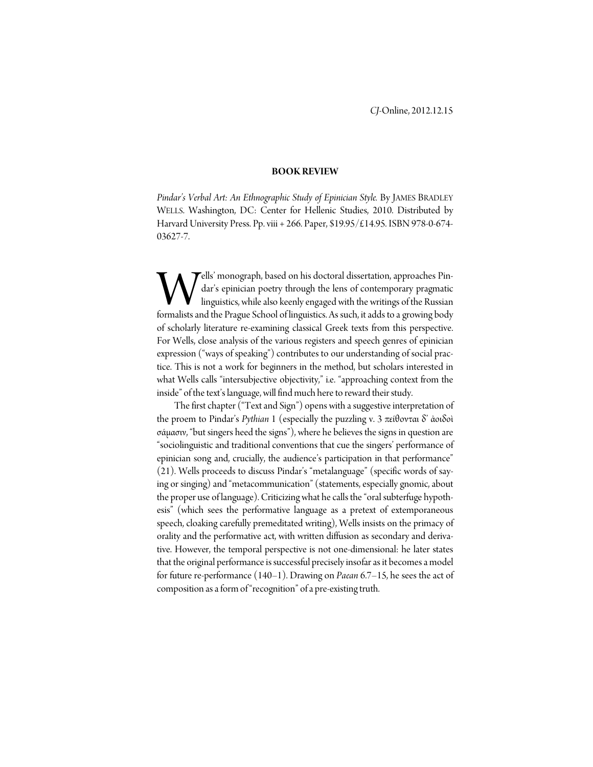**BOOK REVIEW**

*Pindar's Verbal Art: An Ethnographic Study of Epinician Style.* By JAMES BRADLEY WELLS. Washington, DC: Center for Hellenic Studies, 2010. Distributed by Harvard University Press. Pp. viii + 266. Paper, $19.95/£14.95. ISBN 978-0-674-03627-7.

Wells' monograph, based on his doctoral dissertation, approaches Pindar's epinician poetry through the lens of contemporary pragmatic linguistics, while also keenly engaged with the writings of the Russian formalists and the Prague School of linguistics. As such, it adds to a growing body of scholarly literature re-examining classical Greek texts from this perspective. For Wells, close analysis of the various registers and speech genres of epinician expression ("ways of speaking") contributes to our understanding of social practice. This is not a work for beginners in the method, but scholars interested in what Wells calls "intersubjective objectivity," i.e. "approaching context from the inside" of the text's language, will find much here to reward their study.

The first chapter ("Text and Sign") opens with a suggestive interpretation of the proem to Pindar's *Pythian* 1 (especially the puzzling v. 3 πείθονται δ' ἀοιδοὶ σάμασιν, "but singers heed the signs"), where he believes the signs in question are "sociolinguistic and traditional conventions that cue the singers' performance of epinician song and, crucially, the audience's participation in that performance" (21). Wells proceeds to discuss Pindar's "metalanguage" (specific words of saying or singing) and "metacommunication" (statements, especially gnomic, about the proper use of language). Criticizing what he calls the "oral subterfuge hypothesis" (which sees the performative language as a pretext of extemporaneous speech, cloaking carefully premeditated writing), Wells insists on the primacy of orality and the performative act, with written diffusion as secondary and derivative. However, the temporal perspective is not one-dimensional: he later states that the original performance is successful precisely insofar as it becomes a model for future re-performance (140–1). Drawing on *Paean* 6.7–15, he sees the act of composition as a form of "recognition" of a pre-existing truth.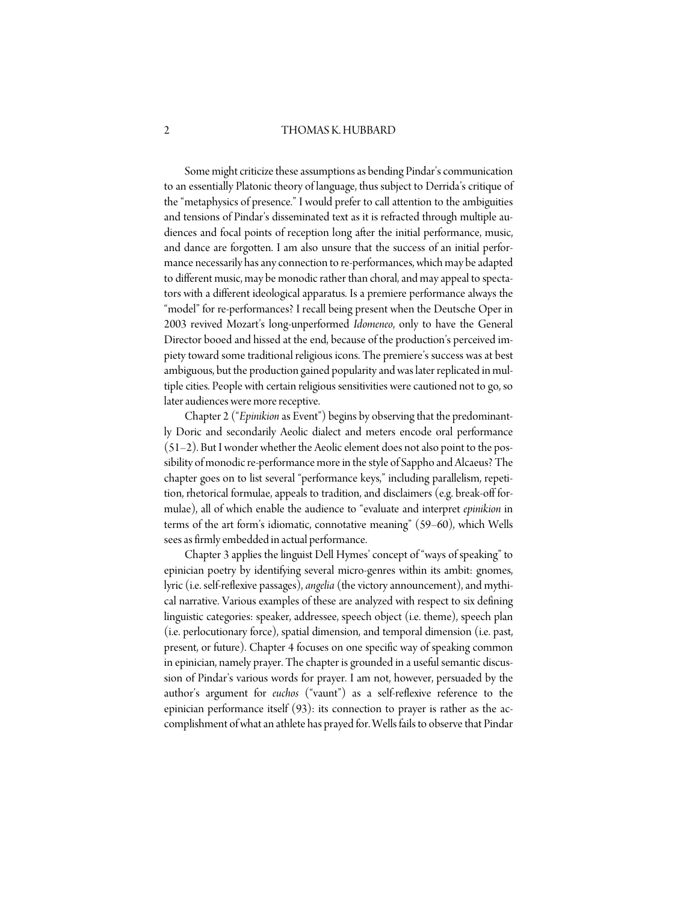Some might criticize these assumptions as bending Pindar's communication to an essentially Platonic theory of language, thus subject to Derrida's critique of the "metaphysics of presence." I would prefer to call attention to the ambiguities and tensions of Pindar's disseminated text as it is refracted through multiple audiences and focal points of reception long after the initial performance, music, and dance are forgotten. I am also unsure that the success of an initial performance necessarily has any connection to re-performances, which may be adapted to different music, may be monodic rather than choral, and may appeal to spectators with a different ideological apparatus. Is a premiere performance always the "model" for re-performances? I recall being present when the Deutsche Oper in 2003 revived Mozart's long-unperformed *Idomeneo*, only to have the General Director booed and hissed at the end, because of the production's perceived impiety toward some traditional religious icons. The premiere's success was at best ambiguous, but the production gained popularity and was later replicated in multiple cities. People with certain religious sensitivities were cautioned not to go, so later audiences were more receptive.

Chapter 2 ("*Epinikion* as Event") begins by observing that the predominantly Doric and secondarily Aeolic dialect and meters encode oral performance (51–2). But I wonder whether the Aeolic element does not also point to the possibility of monodic re-performance more in the style of Sappho and Alcaeus? The chapter goes on to list several "performance keys," including parallelism, repetition, rhetorical formulae, appeals to tradition, and disclaimers (e.g. break-off formulae), all of which enable the audience to "evaluate and interpret *epinikion* in terms of the art form's idiomatic, connotative meaning" (59–60), which Wells sees as firmly embedded in actual performance.

Chapter 3 applies the linguist Dell Hymes' concept of "ways of speaking" to epinician poetry by identifying several micro-genres within its ambit: gnomes, lyric (i.e. self-reflexive passages), *angelia* (the victory announcement), and mythical narrative. Various examples of these are analyzed with respect to six defining linguistic categories: speaker, addressee, speech object (i.e. theme), speech plan (i.e. perlocutionary force), spatial dimension, and temporal dimension (i.e. past, present, or future). Chapter 4 focuses on one specific way of speaking common in epinician, namely prayer. The chapter is grounded in a useful semantic discussion of Pindar's various words for prayer. I am not, however, persuaded by the author's argument for *euchos* ("vaunt") as a self-reflexive reference to the epinician performance itself (93): its connection to prayer is rather as the accomplishment of what an athlete has prayed for. Wells fails to observe that Pindar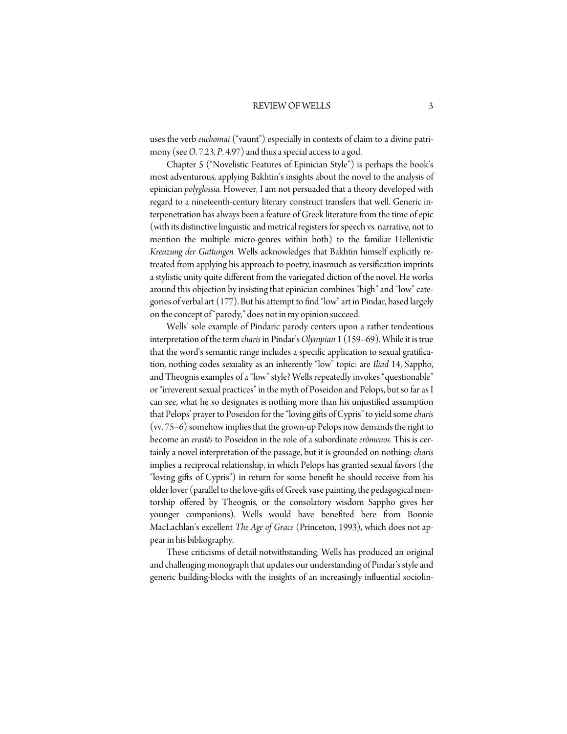uses the verb *euchomai* ("vaunt") especially in contexts of claim to a divine patrimony (see *O.* 7.23, *P.* 4.97) and thus a special access to a god.

Chapter 5 ("Novelistic Features of Epinician Style") is perhaps the book's most adventurous, applying Bakhtin's insights about the novel to the analysis of epinician *polyglossia.* However, I am not persuaded that a theory developed with regard to a nineteenth-century literary construct transfers that well. Generic interpenetration has always been a feature of Greek literature from the time of epic (with its distinctive linguistic and metrical registers for speech vs. narrative, not to mention the multiple micro-genres within both) to the familiar Hellenistic *Kreuzung der Gattungen.* Wells acknowledges that Bakhtin himself explicitly retreated from applying his approach to poetry, inasmuch as versification imprints a stylistic unity quite different from the variegated diction of the novel. He works around this objection by insisting that epinician combines "high" and "low" categories of verbal art (177). But his attempt to find "low" art in Pindar, based largely on the concept of "parody," does not in my opinion succeed.

Wells' sole example of Pindaric parody centers upon a rather tendentious interpretation of the term *charis* in Pindar's *Olympian* 1 (159–69). While it is true that the word's semantic range includes a specific application to sexual gratification, nothing codes sexuality as an inherently "low" topic: are *Iliad* 14, Sappho, and Theognis examples of a "low" style? Wells repeatedly invokes "questionable" or "irreverent sexual practices" in the myth of Poseidon and Pelops, but so far as I can see, what he so designates is nothing more than his unjustified assumption that Pelops' prayer to Poseidon for the "loving gifts of Cypris" to yield some *charis* (vv. 75–6) somehow implies that the grown-up Pelops now demands the right to become an *erastês* to Poseidon in the role of a subordinate *erômenos.* This is certainly a novel interpretation of the passage, but it is grounded on nothing: *charis* implies a reciprocal relationship, in which Pelops has granted sexual favors (the "loving gifts of Cypris") in return for some benefit he should receive from his older lover (parallel to the love-gifts of Greek vase painting, the pedagogical mentorship offered by Theognis, or the consolatory wisdom Sappho gives her younger companions). Wells would have benefited here from Bonnie MacLachlan's excellent *The Age of Grace* (Princeton, 1993), which does not appear in his bibliography.

These criticisms of detail notwithstanding, Wells has produced an original and challenging monograph that updates our understanding of Pindar's style and generic building-blocks with the insights of an increasingly influential sociolin-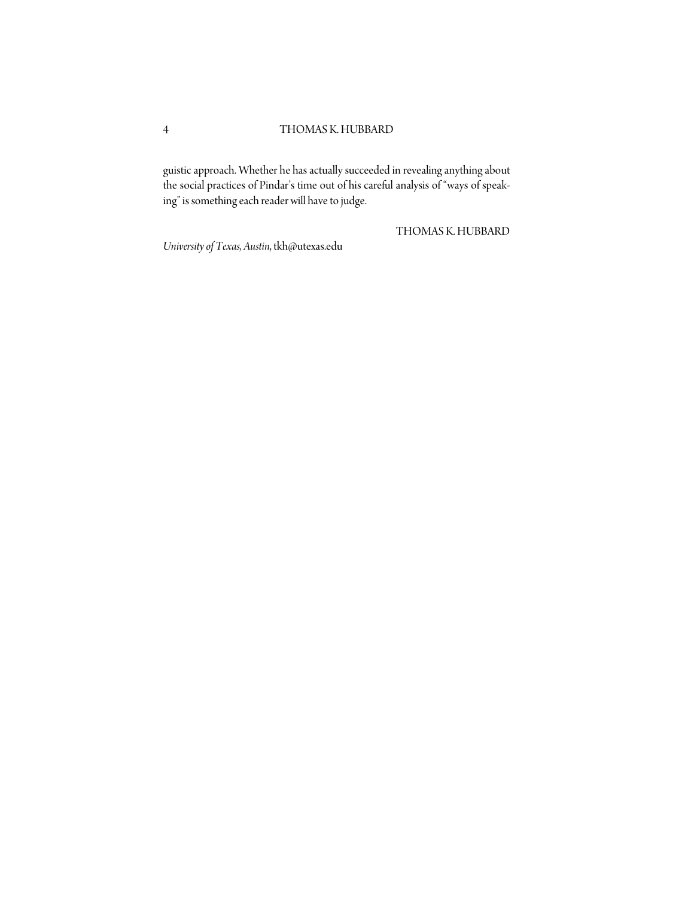guistic approach. Whether he has actually succeeded in revealing anything about the social practices of Pindar's time out of his careful analysis of "ways of speaking" is something each reader will have to judge.

THOMAS K. HUBBARD

*University of Texas, Austin,* tkh@utexas.edu